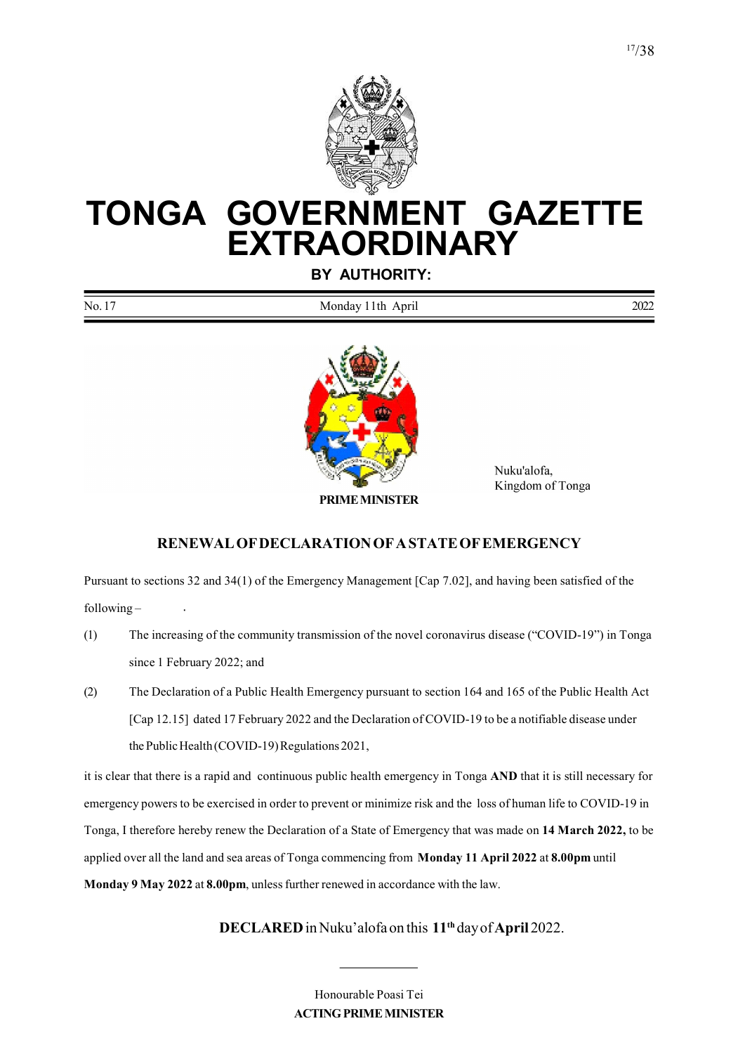# TONGA GOVERNMENT GAZETTE EXTRAORDINARY

**BY AUTHORITY:**

| No. 17 | Monday 11th April | 2022 |
|---|---|---|

**PRIME MINISTER**

Nuku'alofa,
Kingdom of Tonga

## RENEWAL OF DECLARATION OF A STATE OF EMERGENCY

Pursuant to sections 32 and 34(1) of the Emergency Management [Cap 7.02], and having been satisfied of the following –

(1) The increasing of the community transmission of the novel coronavirus disease ("COVID-19") in Tonga since 1 February 2022; and

(2) The Declaration of a Public Health Emergency pursuant to section 164 and 165 of the Public Health Act [Cap 12.15] dated 17 February 2022 and the Declaration of COVID-19 to be a notifiable disease under the Public Health (COVID-19) Regulations 2021,

it is clear that there is a rapid and continuous public health emergency in Tonga **AND** that it is still necessary for emergency powers to be exercised in order to prevent or minimize risk and the loss of human life to COVID-19 in Tonga, I therefore hereby renew the Declaration of a State of Emergency that was made on **14 March 2022,** to be applied over all the land and sea areas of Tonga commencing from **Monday 11 April 2022** at **8.00pm** until **Monday 9 May 2022** at **8.00pm**, unless further renewed in accordance with the law.

**DECLARED** in Nuku'alofa on this **11th** day of **April** 2022.

Honourable Poasi Tei
**ACTING PRIME MINISTER**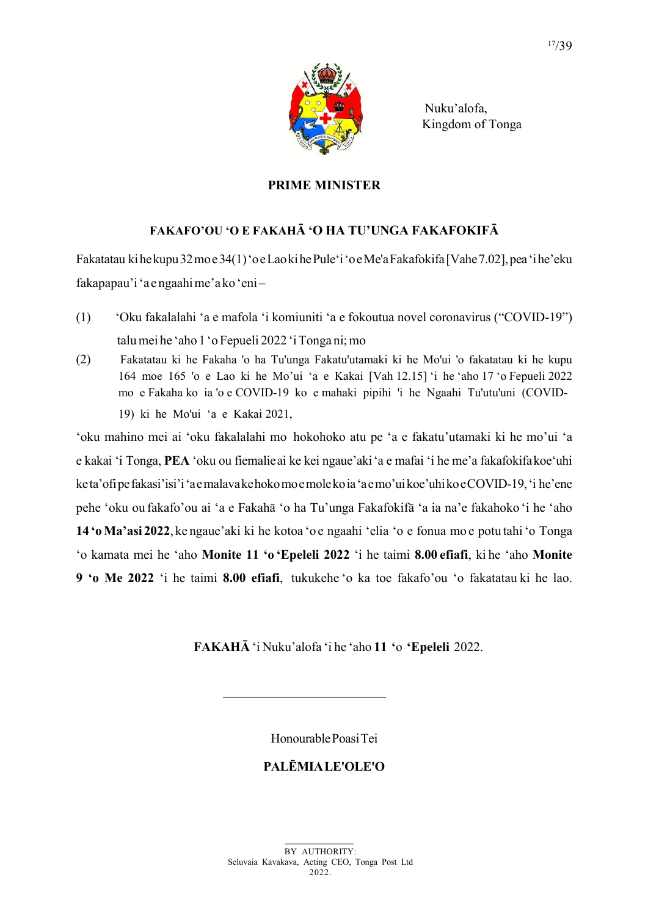Nuku'alofa,
Kingdom of Tonga

**PRIME MINISTER**

**FAKAFO'OU 'O E FAKAHĀ 'O HA TU'UNGA FAKAFOKIFĀ**

Fakatatau ki he kupu 32 mo e 34(1) 'o e Lao ki he Pule'i 'o e Me'a Fakafokifa [Vahe 7.02], pea 'i he'eku fakapapau'i 'a e ngaahi me'a ko 'eni –

(1) 'Oku fakalalahi 'a e mafola 'i komiuniti 'a e fokoutua novel coronavirus ("COVID-19") talu mei he 'aho 1 'o Fepueli 2022 'i Tonga ni; mo

(2) Fakatatau ki he Fakaha 'o ha Tu'unga Fakatu'utamaki ki he Mo'ui 'o fakatatau ki he kupu 164 moe 165 'o e Lao ki he Mo'ui 'a e Kakai [Vah 12.15] 'i he 'aho 17 'o Fepueli 2022 mo e Fakaha ko ia 'o e COVID-19 ko e mahaki pipihi 'i he Ngaahi Tu'utu'uni (COVID-19) ki he Mo'ui 'a e Kakai 2021,

'oku mahino mei ai 'oku fakalalahi mo hokohoko atu pe 'a e fakatu'utamaki ki he mo'ui 'a e kakai 'i Tonga, **PEA** 'oku ou fiemalie ai ke kei ngaue'aki 'a e mafai 'i he me'a fakafokifa koe'uhi ke ta'ofi pe fakasi'isi'i 'a e malava ke hoko mo e mole ko ia 'a e mo'ui koe'uhi ko e COVID-19, 'i he'ene pehe 'oku ou fakafo'ou ai 'a e Fakahā 'o ha Tu'unga Fakafokifā 'a ia na'e fakahoko 'i he 'aho **14 'o Ma'asi 2022**, ke ngaue'aki ki he kotoa 'o e ngaahi 'elia 'o e fonua mo e potu tahi 'o Tonga 'o kamata mei he 'aho **Monite 11 'o 'Epeleli 2022** 'i he taimi **8.00 efiafi**, ki he 'aho **Monite 9 'o Me 2022** 'i he taimi **8.00 efiafi**, tukukehe 'o ka toe fakafo'ou 'o fakatatau ki he lao.

**FAKAHĀ** 'i Nuku'alofa 'i he 'aho **11** 'o **'Epeleli** 2022.

\_\_\_\_\_\_\_\_\_\_\_\_\_\_\_\_\_\_\_\_\_\_\_\_\_\_\_\_

Honourable Poasi Tei

**PALĒMIA LE'OLE'O**

BY AUTHORITY:
Seluvaia Kavakava, Acting CEO, Tonga Post Ltd
2022.